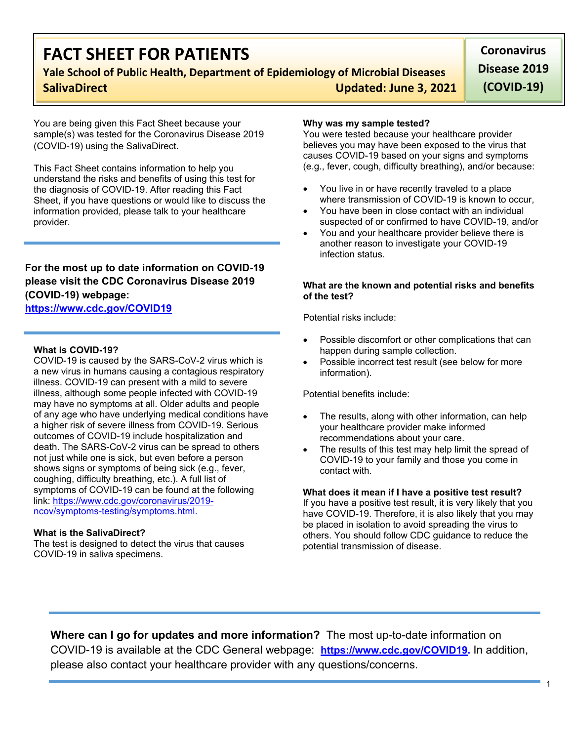# FACT SHEET FOR PATIENTS

**Yale School of Public Health, Department of Epidemiology of Microbial Diseases**

**SalivaDirect** **Updated: June 3, 2021**

**Coronavirus Disease 2019 (COVID-19)**

You are being given this Fact Sheet because your sample(s) was tested for the Coronavirus Disease 2019 (COVID-19) using the SalivaDirect.

This Fact Sheet contains information to help you understand the risks and benefits of using this test for the diagnosis of COVID-19. After reading this Fact Sheet, if you have questions or would like to discuss the information provided, please talk to your healthcare provider.

**For the most up to date information on COVID-19 please visit the CDC Coronavirus Disease 2019 (COVID-19) webpage:**
**https://www.cdc.gov/COVID19**

### What is COVID-19?

COVID-19 is caused by the SARS-CoV-2 virus which is a new virus in humans causing a contagious respiratory illness. COVID-19 can present with a mild to severe illness, although some people infected with COVID-19 may have no symptoms at all. Older adults and people of any age who have underlying medical conditions have a higher risk of severe illness from COVID-19. Serious outcomes of COVID-19 include hospitalization and death. The SARS-CoV-2 virus can be spread to others not just while one is sick, but even before a person shows signs or symptoms of being sick (e.g., fever, coughing, difficulty breathing, etc.). A full list of symptoms of COVID-19 can be found at the following link: https://www.cdc.gov/coronavirus/2019-ncov/symptoms-testing/symptoms.html.

### What is the SalivaDirect?

The test is designed to detect the virus that causes COVID-19 in saliva specimens.

### Why was my sample tested?

You were tested because your healthcare provider believes you may have been exposed to the virus that causes COVID-19 based on your signs and symptoms (e.g., fever, cough, difficulty breathing), and/or because:

- You live in or have recently traveled to a place where transmission of COVID-19 is known to occur,
- You have been in close contact with an individual suspected of or confirmed to have COVID-19, and/or
- You and your healthcare provider believe there is another reason to investigate your COVID-19 infection status.

### What are the known and potential risks and benefits of the test?

Potential risks include:

- Possible discomfort or other complications that can happen during sample collection.
- Possible incorrect test result (see below for more information).

Potential benefits include:

- The results, along with other information, can help your healthcare provider make informed recommendations about your care.
- The results of this test may help limit the spread of COVID-19 to your family and those you come in contact with.

### What does it mean if I have a positive test result?

If you have a positive test result, it is very likely that you have COVID-19. Therefore, it is also likely that you may be placed in isolation to avoid spreading the virus to others. You should follow CDC guidance to reduce the potential transmission of disease.

**Where can I go for updates and more information?** The most up-to-date information on COVID-19 is available at the CDC General webpage: **https://www.cdc.gov/COVID19**. In addition, please also contact your healthcare provider with any questions/concerns.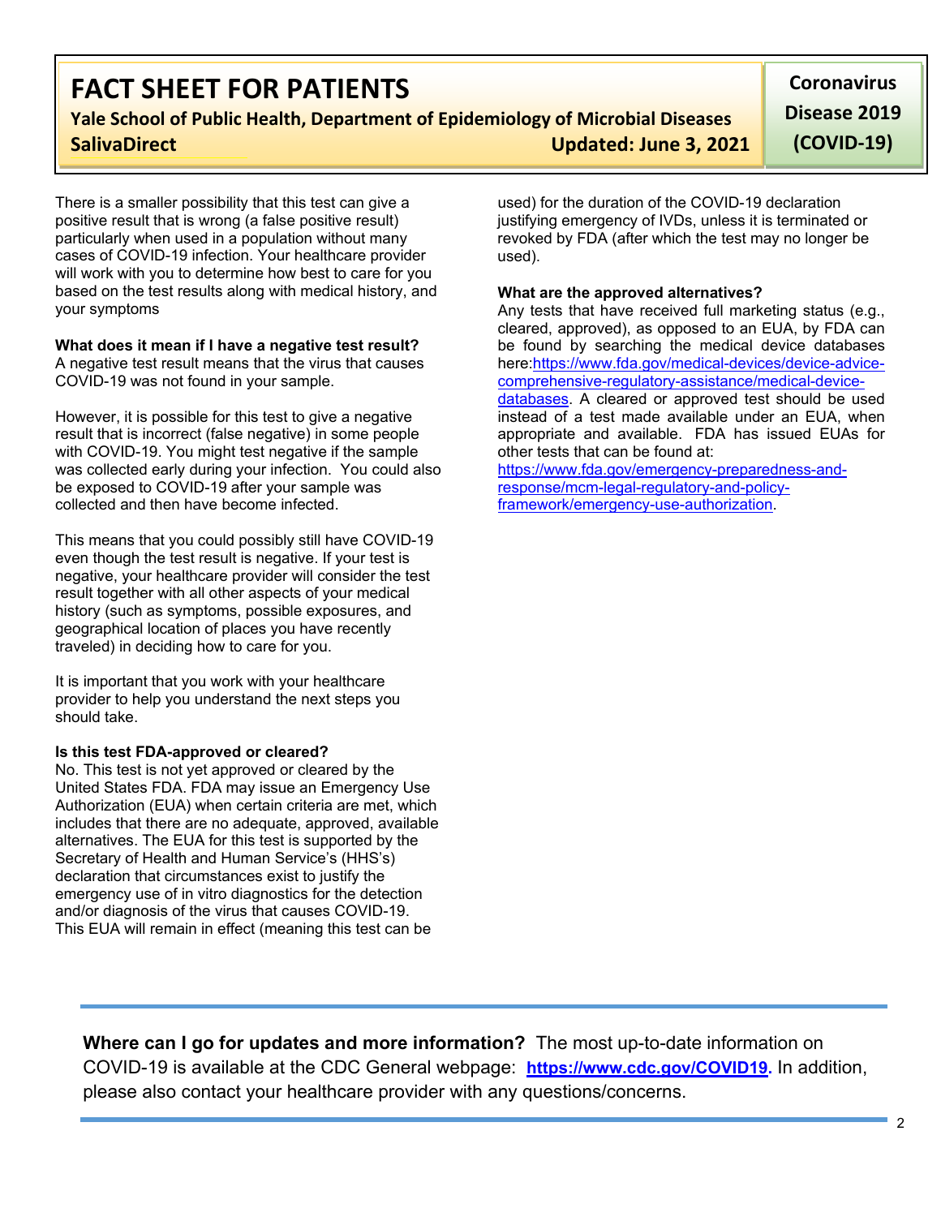# FACT SHEET FOR PATIENTS

**Yale School of Public Health, Department of Epidemiology of Microbial Diseases**
**SalivaDirect** **Updated: June 3, 2021**

**Coronavirus Disease 2019 (COVID-19)**

There is a smaller possibility that this test can give a positive result that is wrong (a false positive result) particularly when used in a population without many cases of COVID-19 infection. Your healthcare provider will work with you to determine how best to care for you based on the test results along with medical history, and your symptoms

**What does it mean if I have a negative test result?**
A negative test result means that the virus that causes COVID-19 was not found in your sample.

However, it is possible for this test to give a negative result that is incorrect (false negative) in some people with COVID-19. You might test negative if the sample was collected early during your infection. You could also be exposed to COVID-19 after your sample was collected and then have become infected.

This means that you could possibly still have COVID-19 even though the test result is negative. If your test is negative, your healthcare provider will consider the test result together with all other aspects of your medical history (such as symptoms, possible exposures, and geographical location of places you have recently traveled) in deciding how to care for you.

It is important that you work with your healthcare provider to help you understand the next steps you should take.

**Is this test FDA-approved or cleared?**
No. This test is not yet approved or cleared by the United States FDA. FDA may issue an Emergency Use Authorization (EUA) when certain criteria are met, which includes that there are no adequate, approved, available alternatives. The EUA for this test is supported by the Secretary of Health and Human Service's (HHS's) declaration that circumstances exist to justify the emergency use of in vitro diagnostics for the detection and/or diagnosis of the virus that causes COVID-19. This EUA will remain in effect (meaning this test can be used) for the duration of the COVID-19 declaration justifying emergency of IVDs, unless it is terminated or revoked by FDA (after which the test may no longer be used).

**What are the approved alternatives?**
Any tests that have received full marketing status (e.g., cleared, approved), as opposed to an EUA, by FDA can be found by searching the medical device databases here:[https://www.fda.gov/medical-devices/device-advice-comprehensive-regulatory-assistance/medical-device-databases](https://www.fda.gov/medical-devices/device-advice-comprehensive-regulatory-assistance/medical-device-databases). A cleared or approved test should be used instead of a test made available under an EUA, when appropriate and available. FDA has issued EUAs for other tests that can be found at: [https://www.fda.gov/emergency-preparedness-and-response/mcm-legal-regulatory-and-policy-framework/emergency-use-authorization](https://www.fda.gov/emergency-preparedness-and-response/mcm-legal-regulatory-and-policy-framework/emergency-use-authorization).

---

**Where can I go for updates and more information?** The most up-to-date information on COVID-19 is available at the CDC General webpage: **[https://www.cdc.gov/COVID19](https://www.cdc.gov/COVID19)**. In addition, please also contact your healthcare provider with any questions/concerns.

---